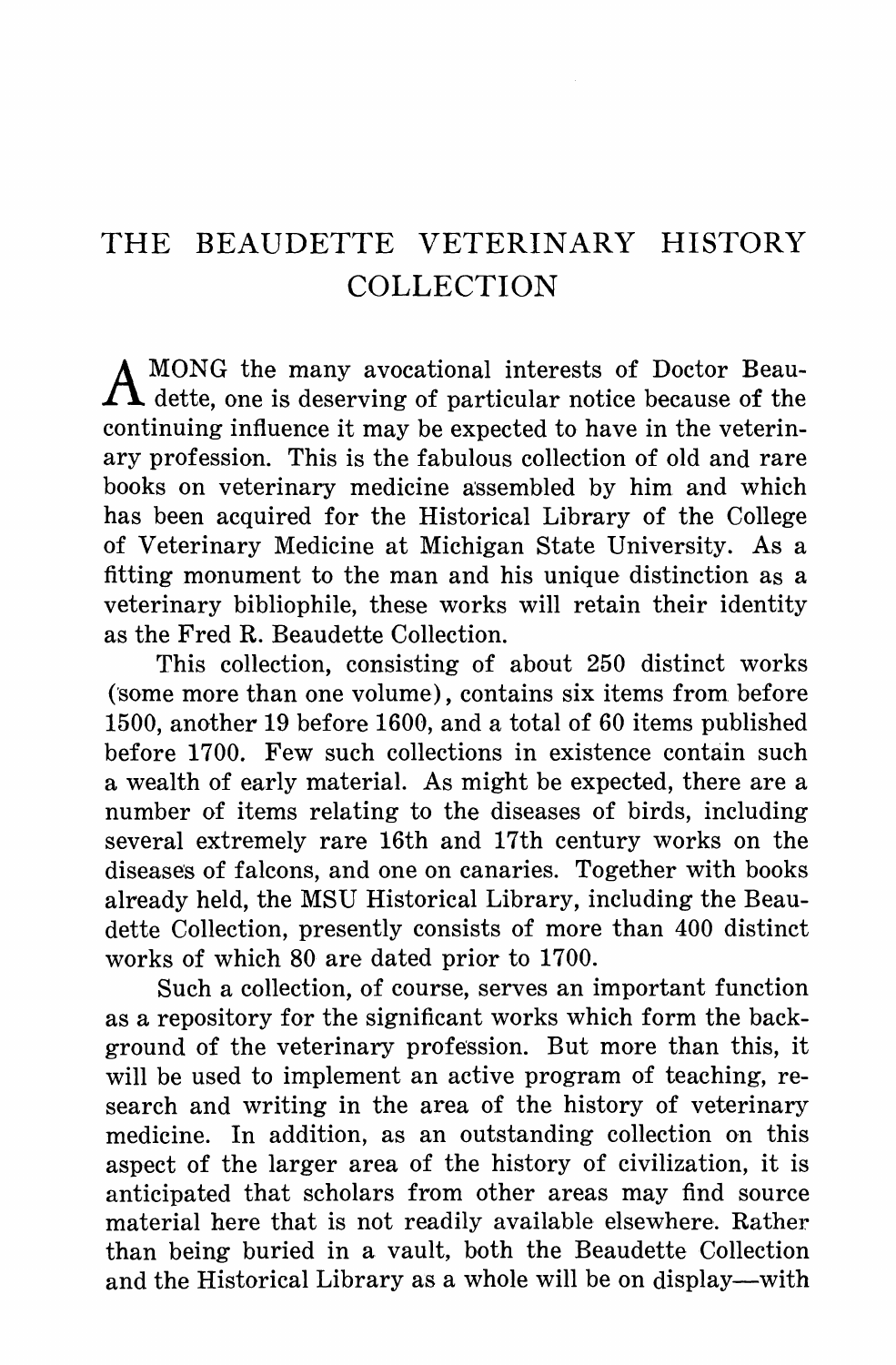# THE BEAUDETTE VETERINARY HISTORY COLLECTION

AMONG the many avocational interests of Doctor Beaudette, one is deserving of particular notice because of the continuing influence it may be expected to have in the veterinary profession. This is the fabulous collection of old and rare books on veterinary medicine assembled by him and which has been acquired for the Historical Library of the College of Veterinary Medicine at Michigan State University. As a fitting monument to the man and his unique distinction as a veterinary bibliophile, these works will retain their identity as the Fred R. Beaudette Collection.

This collection, consisting of about 250 distinct works (some more than one volume), contains six items from before 1500, another 19 before 1600, and a total of 60 items published before 1700. Few such collections in existence contain such a wealth of early material. As might be expected, there are a number of items relating to the diseases of birds, including several extremely rare 16th and 17th century works on the diseases of falcons, and one on canaries. Together with books already held, the MSU Historical Library, including the Beaudette Collection, presently consists of more than 400 distinct works of which 80 are dated prior to 1700.

Such a collection, of course, serves an important function as a repository for the significant works which form the background of the veterinary profession. But more than this, it will be used to implement an active program of teaching, research and writing in the area of the history of veterinary medicine. In addition, as an outstanding collection on this aspect of the larger area of the history of civilization, it is anticipated that scholars from other areas may find source material here that is not readily available elsewhere. Rather than being buried in a vault, both the Beaudette Collection and the Historical Library as a whole will be on display—with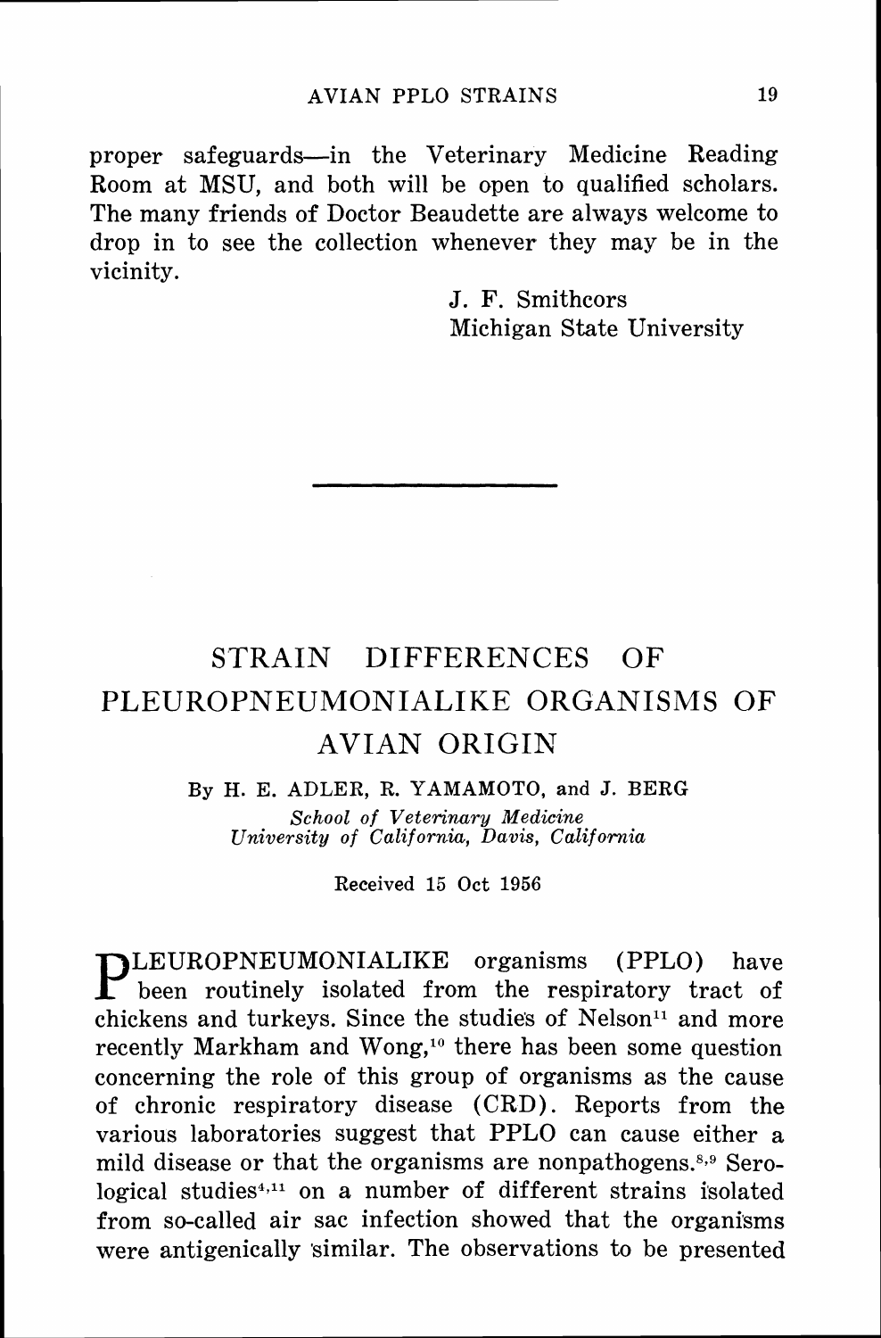proper safeguards—in the Veterinary Medicine Reading Room at MSU, and both will be open to qualified scholars. The many friends of Doctor Beaudette are always welcome to drop in to see the collection whenever they may be in the vicinity.

J. F. Smithcors
Michigan State University

---

# STRAIN DIFFERENCES OF PLEUROPNEUMONIALIKE ORGANISMS OF AVIAN ORIGIN

By H. E. Adler, R. Yamamoto, and J. Berg

*School of Veterinary Medicine*
*University of California, Davis, California*

Received 15 Oct 1956

PLEUROPNEUMONIALIKE organisms (PPLO) have been routinely isolated from the respiratory tract of chickens and turkeys. Since the studies of Nelson[11] and more recently Markham and Wong,[10] there has been some question concerning the role of this group of organisms as the cause of chronic respiratory disease (CRD). Reports from the various laboratories suggest that PPLO can cause either a mild disease or that the organisms are nonpathogens.[8,9] Serological studies[4,11] on a number of different strains isolated from so-called air sac infection showed that the organisms were antigenically similar. The observations to be presented